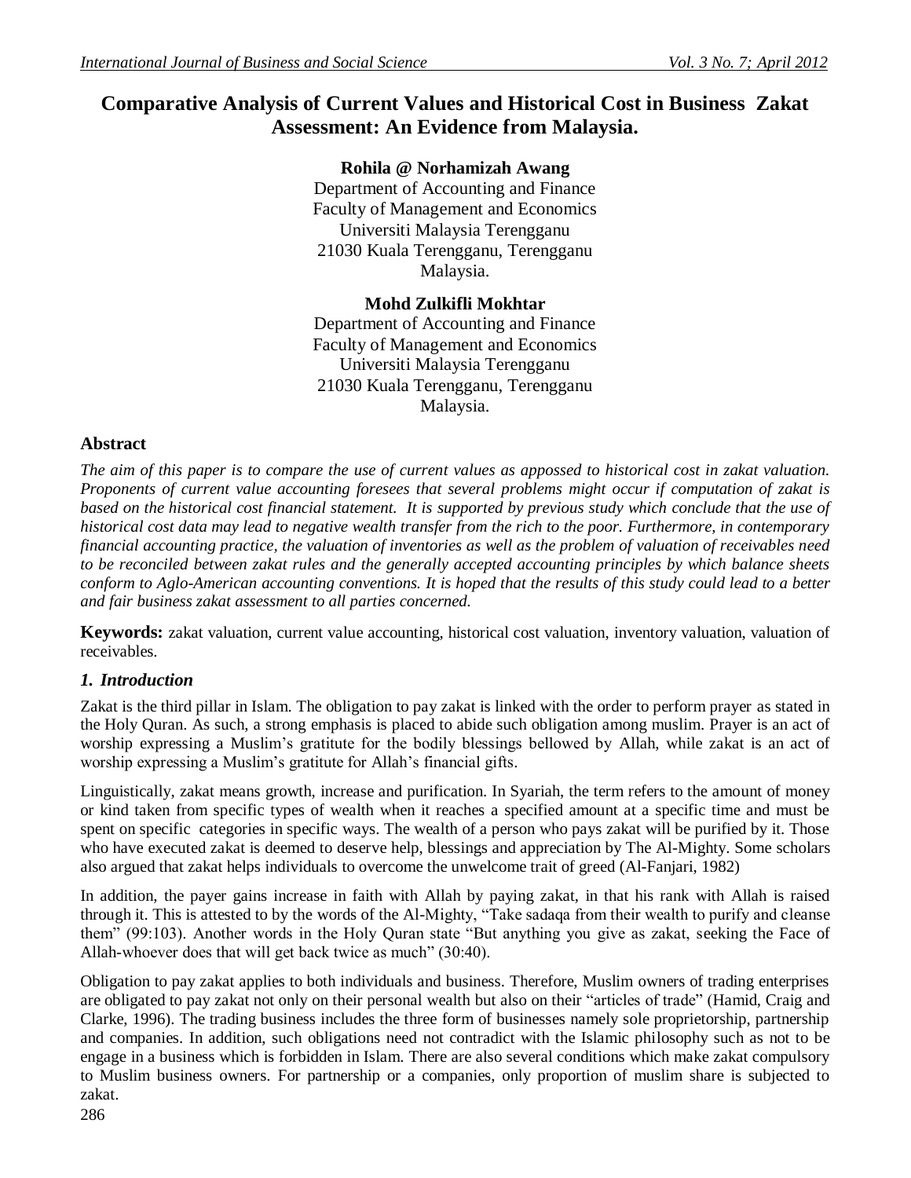# Comparative Analysis of Current Values and Historical Cost in Business Zakat Assessment: An Evidence from Malaysia.

**Rohila @ Norhamizah Awang**
Department of Accounting and Finance
Faculty of Management and Economics
Universiti Malaysia Terengganu
21030 Kuala Terengganu, Terengganu
Malaysia.

**Mohd Zulkifli Mokhtar**
Department of Accounting and Finance
Faculty of Management and Economics
Universiti Malaysia Terengganu
21030 Kuala Terengganu, Terengganu
Malaysia.

## Abstract

*The aim of this paper is to compare the use of current values as appossed to historical cost in zakat valuation. Proponents of current value accounting foresees that several problems might occur if computation of zakat is based on the historical cost financial statement. It is supported by previous study which conclude that the use of historical cost data may lead to negative wealth transfer from the rich to the poor. Furthermore, in contemporary financial accounting practice, the valuation of inventories as well as the problem of valuation of receivables need to be reconciled between zakat rules and the generally accepted accounting principles by which balance sheets conform to Aglo-American accounting conventions. It is hoped that the results of this study could lead to a better and fair business zakat assessment to all parties concerned.*

**Keywords:** zakat valuation, current value accounting, historical cost valuation, inventory valuation, valuation of receivables.

## *1. Introduction*

Zakat is the third pillar in Islam. The obligation to pay zakat is linked with the order to perform prayer as stated in the Holy Quran. As such, a strong emphasis is placed to abide such obligation among muslim. Prayer is an act of worship expressing a Muslim's gratitute for the bodily blessings bellowed by Allah, while zakat is an act of worship expressing a Muslim's gratitute for Allah's financial gifts.

Linguistically, zakat means growth, increase and purification. In Syariah, the term refers to the amount of money or kind taken from specific types of wealth when it reaches a specified amount at a specific time and must be spent on specific categories in specific ways. The wealth of a person who pays zakat will be purified by it. Those who have executed zakat is deemed to deserve help, blessings and appreciation by The Al-Mighty. Some scholars also argued that zakat helps individuals to overcome the unwelcome trait of greed (Al-Fanjari, 1982)

In addition, the payer gains increase in faith with Allah by paying zakat, in that his rank with Allah is raised through it. This is attested to by the words of the Al-Mighty, "Take sadaqa from their wealth to purify and cleanse them" (99:103). Another words in the Holy Quran state "But anything you give as zakat, seeking the Face of Allah-whoever does that will get back twice as much" (30:40).

Obligation to pay zakat applies to both individuals and business. Therefore, Muslim owners of trading enterprises are obligated to pay zakat not only on their personal wealth but also on their "articles of trade" (Hamid, Craig and Clarke, 1996). The trading business includes the three form of businesses namely sole proprietorship, partnership and companies. In addition, such obligations need not contradict with the Islamic philosophy such as not to be engage in a business which is forbidden in Islam. There are also several conditions which make zakat compulsory to Muslim business owners. For partnership or a companies, only proportion of muslim share is subjected to zakat.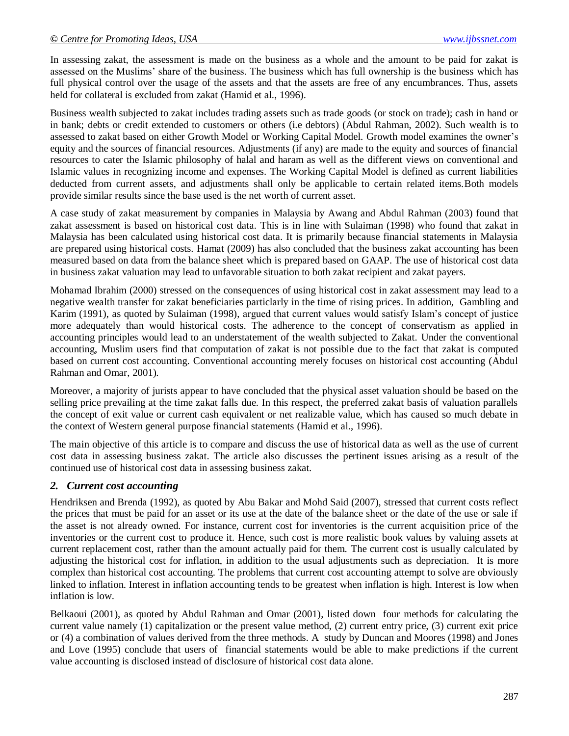In assessing zakat, the assessment is made on the business as a whole and the amount to be paid for zakat is assessed on the Muslims' share of the business. The business which has full ownership is the business which has full physical control over the usage of the assets and that the assets are free of any encumbrances. Thus, assets held for collateral is excluded from zakat (Hamid et al., 1996).

Business wealth subjected to zakat includes trading assets such as trade goods (or stock on trade); cash in hand or in bank; debts or credit extended to customers or others (i.e debtors) (Abdul Rahman, 2002). Such wealth is to assessed to zakat based on either Growth Model or Working Capital Model. Growth model examines the owner's equity and the sources of financial resources. Adjustments (if any) are made to the equity and sources of financial resources to cater the Islamic philosophy of halal and haram as well as the different views on conventional and Islamic values in recognizing income and expenses. The Working Capital Model is defined as current liabilities deducted from current assets, and adjustments shall only be applicable to certain related items.Both models provide similar results since the base used is the net worth of current asset.

A case study of zakat measurement by companies in Malaysia by Awang and Abdul Rahman (2003) found that zakat assessment is based on historical cost data. This is in line with Sulaiman (1998) who found that zakat in Malaysia has been calculated using historical cost data. It is primarily because financial statements in Malaysia are prepared using historical costs. Hamat (2009) has also concluded that the business zakat accounting has been measured based on data from the balance sheet which is prepared based on GAAP. The use of historical cost data in business zakat valuation may lead to unfavorable situation to both zakat recipient and zakat payers.

Mohamad Ibrahim (2000) stressed on the consequences of using historical cost in zakat assessment may lead to a negative wealth transfer for zakat beneficiaries particularly in the time of rising prices. In addition, Gambling and Karim (1991), as quoted by Sulaiman (1998), argued that current values would satisfy Islam's concept of justice more adequately than would historical costs. The adherence to the concept of conservatism as applied in accounting principles would lead to an understatement of the wealth subjected to Zakat. Under the conventional accounting, Muslim users find that computation of zakat is not possible due to the fact that zakat is computed based on current cost accounting. Conventional accounting merely focuses on historical cost accounting (Abdul Rahman and Omar, 2001).

Moreover, a majority of jurists appear to have concluded that the physical asset valuation should be based on the selling price prevailing at the time zakat falls due. In this respect, the preferred zakat basis of valuation parallels the concept of exit value or current cash equivalent or net realizable value, which has caused so much debate in the context of Western general purpose financial statements (Hamid et al., 1996).

The main objective of this article is to compare and discuss the use of historical data as well as the use of current cost data in assessing business zakat. The article also discusses the pertinent issues arising as a result of the continued use of historical cost data in assessing business zakat.

## *2. Current cost accounting*

Hendriksen and Brenda (1992), as quoted by Abu Bakar and Mohd Said (2007), stressed that current costs reflect the prices that must be paid for an asset or its use at the date of the balance sheet or the date of the use or sale if the asset is not already owned. For instance, current cost for inventories is the current acquisition price of the inventories or the current cost to produce it. Hence, such cost is more realistic book values by valuing assets at current replacement cost, rather than the amount actually paid for them. The current cost is usually calculated by adjusting the historical cost for inflation, in addition to the usual adjustments such as depreciation. It is more complex than historical cost accounting. The problems that current cost accounting attempt to solve are obviously linked to inflation. Interest in inflation accounting tends to be greatest when inflation is high. Interest is low when inflation is low.

Belkaoui (2001), as quoted by Abdul Rahman and Omar (2001), listed down four methods for calculating the current value namely (1) capitalization or the present value method, (2) current entry price, (3) current exit price or (4) a combination of values derived from the three methods. A study by Duncan and Moores (1998) and Jones and Love (1995) conclude that users of financial statements would be able to make predictions if the current value accounting is disclosed instead of disclosure of historical cost data alone.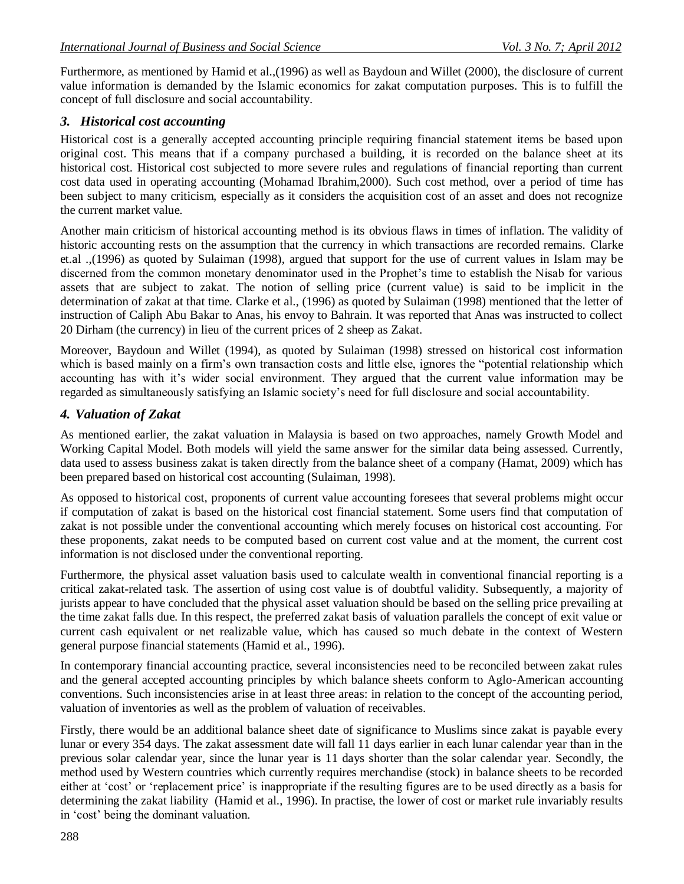Furthermore, as mentioned by Hamid et al.,(1996) as well as Baydoun and Willet (2000), the disclosure of current value information is demanded by the Islamic economics for zakat computation purposes. This is to fulfill the concept of full disclosure and social accountability.

## *3. Historical cost accounting*

Historical cost is a generally accepted accounting principle requiring financial statement items be based upon original cost. This means that if a company purchased a building, it is recorded on the balance sheet at its historical cost. Historical cost subjected to more severe rules and regulations of financial reporting than current cost data used in operating accounting (Mohamad Ibrahim,2000). Such cost method, over a period of time has been subject to many criticism, especially as it considers the acquisition cost of an asset and does not recognize the current market value.

Another main criticism of historical accounting method is its obvious flaws in times of inflation. The validity of historic accounting rests on the assumption that the currency in which transactions are recorded remains. Clarke et.al .,(1996) as quoted by Sulaiman (1998), argued that support for the use of current values in Islam may be discerned from the common monetary denominator used in the Prophet's time to establish the Nisab for various assets that are subject to zakat. The notion of selling price (current value) is said to be implicit in the determination of zakat at that time. Clarke et al., (1996) as quoted by Sulaiman (1998) mentioned that the letter of instruction of Caliph Abu Bakar to Anas, his envoy to Bahrain. It was reported that Anas was instructed to collect 20 Dirham (the currency) in lieu of the current prices of 2 sheep as Zakat.

Moreover, Baydoun and Willet (1994), as quoted by Sulaiman (1998) stressed on historical cost information which is based mainly on a firm's own transaction costs and little else, ignores the "potential relationship which accounting has with it's wider social environment. They argued that the current value information may be regarded as simultaneously satisfying an Islamic society's need for full disclosure and social accountability.

## *4. Valuation of Zakat*

As mentioned earlier, the zakat valuation in Malaysia is based on two approaches, namely Growth Model and Working Capital Model. Both models will yield the same answer for the similar data being assessed. Currently, data used to assess business zakat is taken directly from the balance sheet of a company (Hamat, 2009) which has been prepared based on historical cost accounting (Sulaiman, 1998).

As opposed to historical cost, proponents of current value accounting foresees that several problems might occur if computation of zakat is based on the historical cost financial statement. Some users find that computation of zakat is not possible under the conventional accounting which merely focuses on historical cost accounting. For these proponents, zakat needs to be computed based on current cost value and at the moment, the current cost information is not disclosed under the conventional reporting.

Furthermore, the physical asset valuation basis used to calculate wealth in conventional financial reporting is a critical zakat-related task. The assertion of using cost value is of doubtful validity. Subsequently, a majority of jurists appear to have concluded that the physical asset valuation should be based on the selling price prevailing at the time zakat falls due. In this respect, the preferred zakat basis of valuation parallels the concept of exit value or current cash equivalent or net realizable value, which has caused so much debate in the context of Western general purpose financial statements (Hamid et al., 1996).

In contemporary financial accounting practice, several inconsistencies need to be reconciled between zakat rules and the general accepted accounting principles by which balance sheets conform to Aglo-American accounting conventions. Such inconsistencies arise in at least three areas: in relation to the concept of the accounting period, valuation of inventories as well as the problem of valuation of receivables.

Firstly, there would be an additional balance sheet date of significance to Muslims since zakat is payable every lunar or every 354 days. The zakat assessment date will fall 11 days earlier in each lunar calendar year than in the previous solar calendar year, since the lunar year is 11 days shorter than the solar calendar year. Secondly, the method used by Western countries which currently requires merchandise (stock) in balance sheets to be recorded either at 'cost' or 'replacement price' is inappropriate if the resulting figures are to be used directly as a basis for determining the zakat liability (Hamid et al., 1996). In practise, the lower of cost or market rule invariably results in 'cost' being the dominant valuation.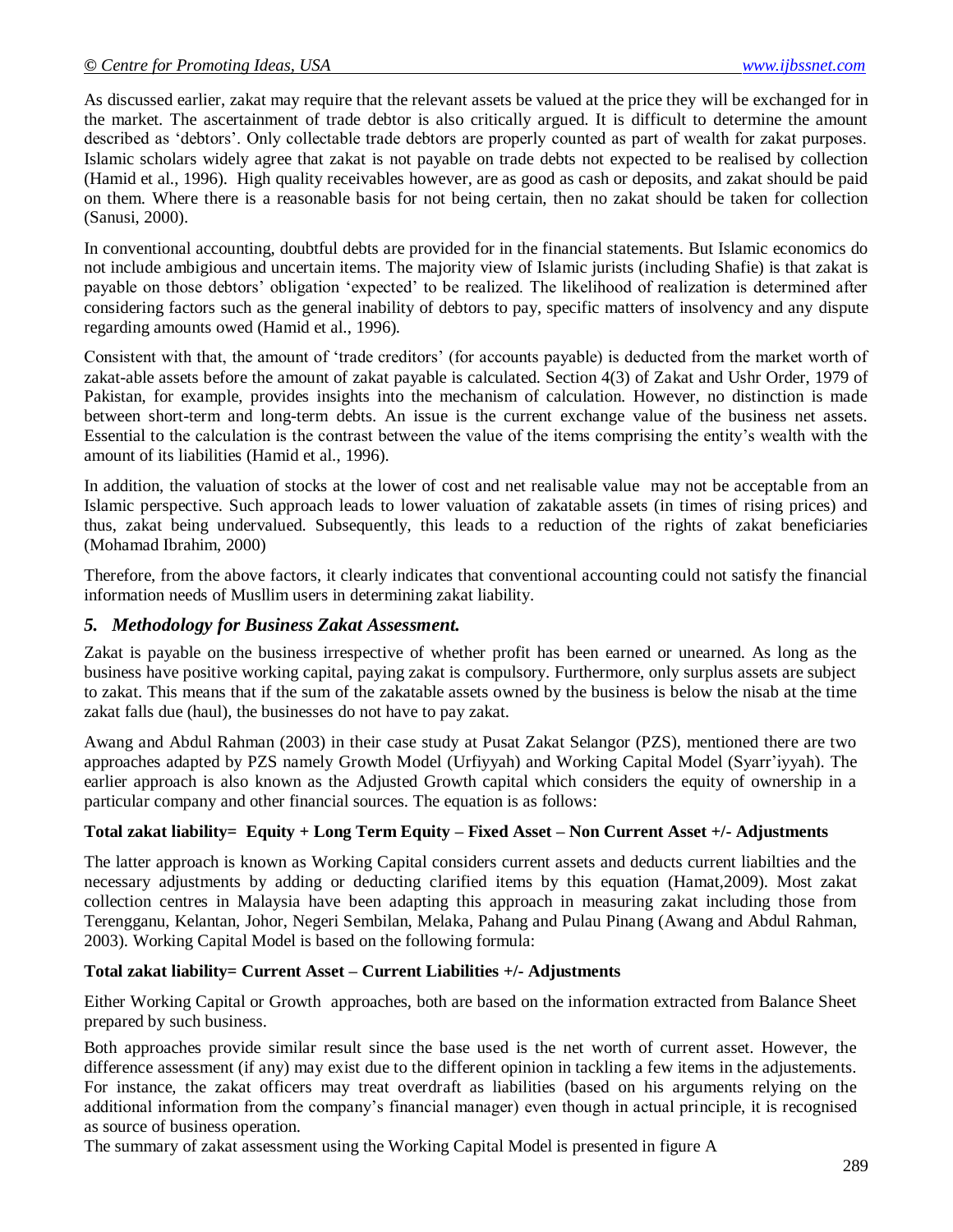As discussed earlier, zakat may require that the relevant assets be valued at the price they will be exchanged for in the market. The ascertainment of trade debtor is also critically argued. It is difficult to determine the amount described as 'debtors'. Only collectable trade debtors are properly counted as part of wealth for zakat purposes. Islamic scholars widely agree that zakat is not payable on trade debts not expected to be realised by collection (Hamid et al., 1996). High quality receivables however, are as good as cash or deposits, and zakat should be paid on them. Where there is a reasonable basis for not being certain, then no zakat should be taken for collection (Sanusi, 2000).

In conventional accounting, doubtful debts are provided for in the financial statements. But Islamic economics do not include ambigious and uncertain items. The majority view of Islamic jurists (including Shafie) is that zakat is payable on those debtors' obligation 'expected' to be realized. The likelihood of realization is determined after considering factors such as the general inability of debtors to pay, specific matters of insolvency and any dispute regarding amounts owed (Hamid et al., 1996).

Consistent with that, the amount of 'trade creditors' (for accounts payable) is deducted from the market worth of zakat-able assets before the amount of zakat payable is calculated. Section 4(3) of Zakat and Ushr Order, 1979 of Pakistan, for example, provides insights into the mechanism of calculation. However, no distinction is made between short-term and long-term debts. An issue is the current exchange value of the business net assets. Essential to the calculation is the contrast between the value of the items comprising the entity's wealth with the amount of its liabilities (Hamid et al., 1996).

In addition, the valuation of stocks at the lower of cost and net realisable value may not be acceptable from an Islamic perspective. Such approach leads to lower valuation of zakatable assets (in times of rising prices) and thus, zakat being undervalued. Subsequently, this leads to a reduction of the rights of zakat beneficiaries (Mohamad Ibrahim, 2000)

Therefore, from the above factors, it clearly indicates that conventional accounting could not satisfy the financial information needs of Musllim users in determining zakat liability.

## *5. Methodology for Business Zakat Assessment.*

Zakat is payable on the business irrespective of whether profit has been earned or unearned. As long as the business have positive working capital, paying zakat is compulsory. Furthermore, only surplus assets are subject to zakat. This means that if the sum of the zakatable assets owned by the business is below the nisab at the time zakat falls due (haul), the businesses do not have to pay zakat.

Awang and Abdul Rahman (2003) in their case study at Pusat Zakat Selangor (PZS), mentioned there are two approaches adapted by PZS namely Growth Model (Urfiyyah) and Working Capital Model (Syarr'iyyah). The earlier approach is also known as the Adjusted Growth capital which considers the equity of ownership in a particular company and other financial sources. The equation is as follows:

**Total zakat liability= Equity + Long Term Equity – Fixed Asset – Non Current Asset +/- Adjustments**

The latter approach is known as Working Capital considers current assets and deducts current liabilties and the necessary adjustments by adding or deducting clarified items by this equation (Hamat,2009). Most zakat collection centres in Malaysia have been adapting this approach in measuring zakat including those from Terengganu, Kelantan, Johor, Negeri Sembilan, Melaka, Pahang and Pulau Pinang (Awang and Abdul Rahman, 2003). Working Capital Model is based on the following formula:

**Total zakat liability= Current Asset – Current Liabilities +/- Adjustments**

Either Working Capital or Growth approaches, both are based on the information extracted from Balance Sheet prepared by such business.

Both approaches provide similar result since the base used is the net worth of current asset. However, the difference assessment (if any) may exist due to the different opinion in tackling a few items in the adjustements. For instance, the zakat officers may treat overdraft as liabilities (based on his arguments relying on the additional information from the company's financial manager) even though in actual principle, it is recognised as source of business operation.

The summary of zakat assessment using the Working Capital Model is presented in figure A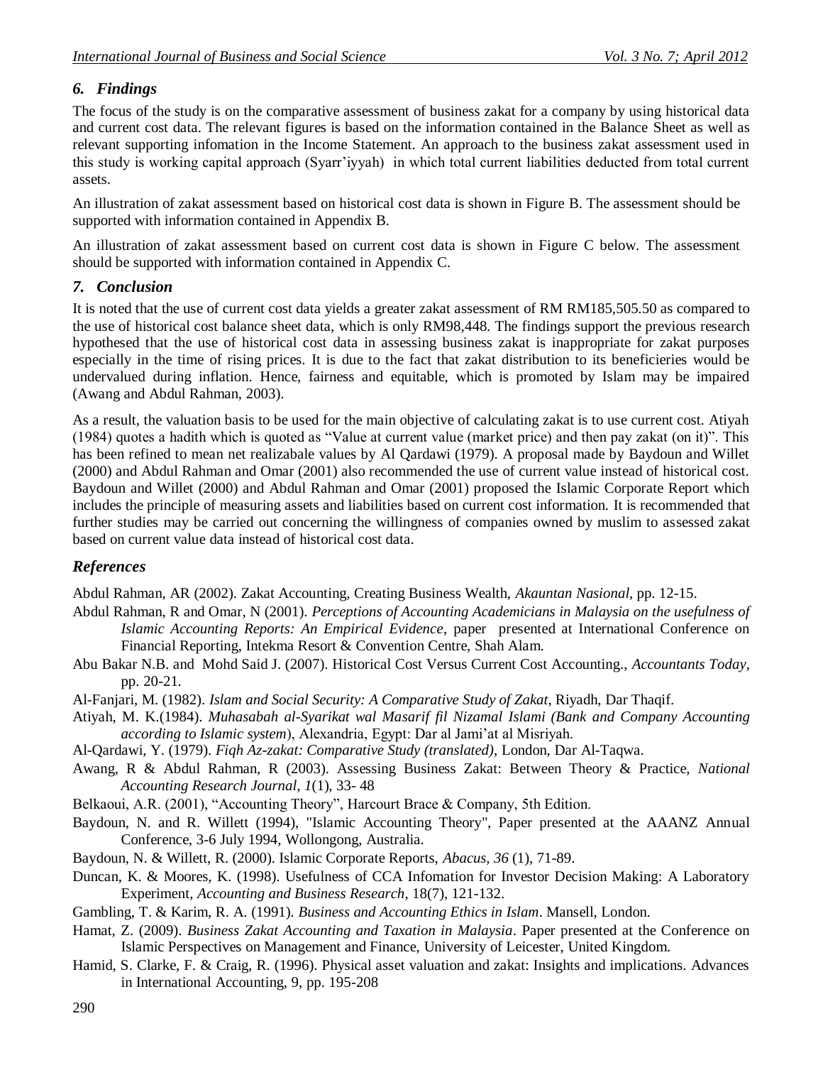## *6. Findings*

The focus of the study is on the comparative assessment of business zakat for a company by using historical data and current cost data. The relevant figures is based on the information contained in the Balance Sheet as well as relevant supporting infomation in the Income Statement. An approach to the business zakat assessment used in this study is working capital approach (Syarr'iyyah) in which total current liabilities deducted from total current assets.

An illustration of zakat assessment based on historical cost data is shown in Figure B. The assessment should be supported with information contained in Appendix B.

An illustration of zakat assessment based on current cost data is shown in Figure C below. The assessment should be supported with information contained in Appendix C.

## *7. Conclusion*

It is noted that the use of current cost data yields a greater zakat assessment of RM RM185,505.50 as compared to the use of historical cost balance sheet data, which is only RM98,448. The findings support the previous research hypothesed that the use of historical cost data in assessing business zakat is inappropriate for zakat purposes especially in the time of rising prices. It is due to the fact that zakat distribution to its beneficieries would be undervalued during inflation. Hence, fairness and equitable, which is promoted by Islam may be impaired (Awang and Abdul Rahman, 2003).

As a result, the valuation basis to be used for the main objective of calculating zakat is to use current cost. Atiyah (1984) quotes a hadith which is quoted as "Value at current value (market price) and then pay zakat (on it)". This has been refined to mean net realizabale values by Al Qardawi (1979). A proposal made by Baydoun and Willet (2000) and Abdul Rahman and Omar (2001) also recommended the use of current value instead of historical cost. Baydoun and Willet (2000) and Abdul Rahman and Omar (2001) proposed the Islamic Corporate Report which includes the principle of measuring assets and liabilities based on current cost information. It is recommended that further studies may be carried out concerning the willingness of companies owned by muslim to assessed zakat based on current value data instead of historical cost data.

## *References*

Abdul Rahman, AR (2002). Zakat Accounting, Creating Business Wealth, *Akauntan Nasional*, pp. 12-15.

Abdul Rahman, R and Omar, N (2001). *Perceptions of Accounting Academicians in Malaysia on the usefulness of Islamic Accounting Reports: An Empirical Evidence*, paper presented at International Conference on Financial Reporting, Intekma Resort & Convention Centre, Shah Alam.

Abu Bakar N.B. and Mohd Said J. (2007). Historical Cost Versus Current Cost Accounting., *Accountants Today*, pp. 20-21.

Al-Fanjari, M. (1982). *Islam and Social Security: A Comparative Study of Zakat*, Riyadh, Dar Thaqif.

Atiyah, M. K.(1984). *Muhasabah al-Syarikat wal Masarif fil Nizamal Islami (Bank and Company Accounting according to Islamic system*), Alexandria, Egypt: Dar al Jami'at al Misriyah.

Al-Qardawi, Y. (1979). *Fiqh Az-zakat: Comparative Study (translated)*, London, Dar Al-Taqwa.

Awang, R & Abdul Rahman, R (2003). Assessing Business Zakat: Between Theory & Practice, *National Accounting Research Journal*, *1*(1), 33- 48

Belkaoui, A.R. (2001), "Accounting Theory", Harcourt Brace & Company, 5th Edition.

Baydoun, N. and R. Willett (1994), "Islamic Accounting Theory", Paper presented at the AAANZ Annual Conference, 3-6 July 1994, Wollongong, Australia.

Baydoun, N. & Willett, R. (2000). Islamic Corporate Reports, *Abacus*, *36* (1), 71-89.

Duncan, K. & Moores, K. (1998). Usefulness of CCA Infomation for Investor Decision Making: A Laboratory Experiment, *Accounting and Business Research*, 18(7), 121-132.

Gambling, T. & Karim, R. A. (1991). *Business and Accounting Ethics in Islam*. Mansell, London.

Hamat, Z. (2009). *Business Zakat Accounting and Taxation in Malaysia*. Paper presented at the Conference on Islamic Perspectives on Management and Finance, University of Leicester, United Kingdom.

Hamid, S. Clarke, F. & Craig, R. (1996). Physical asset valuation and zakat: Insights and implications. Advances in International Accounting, 9, pp. 195-208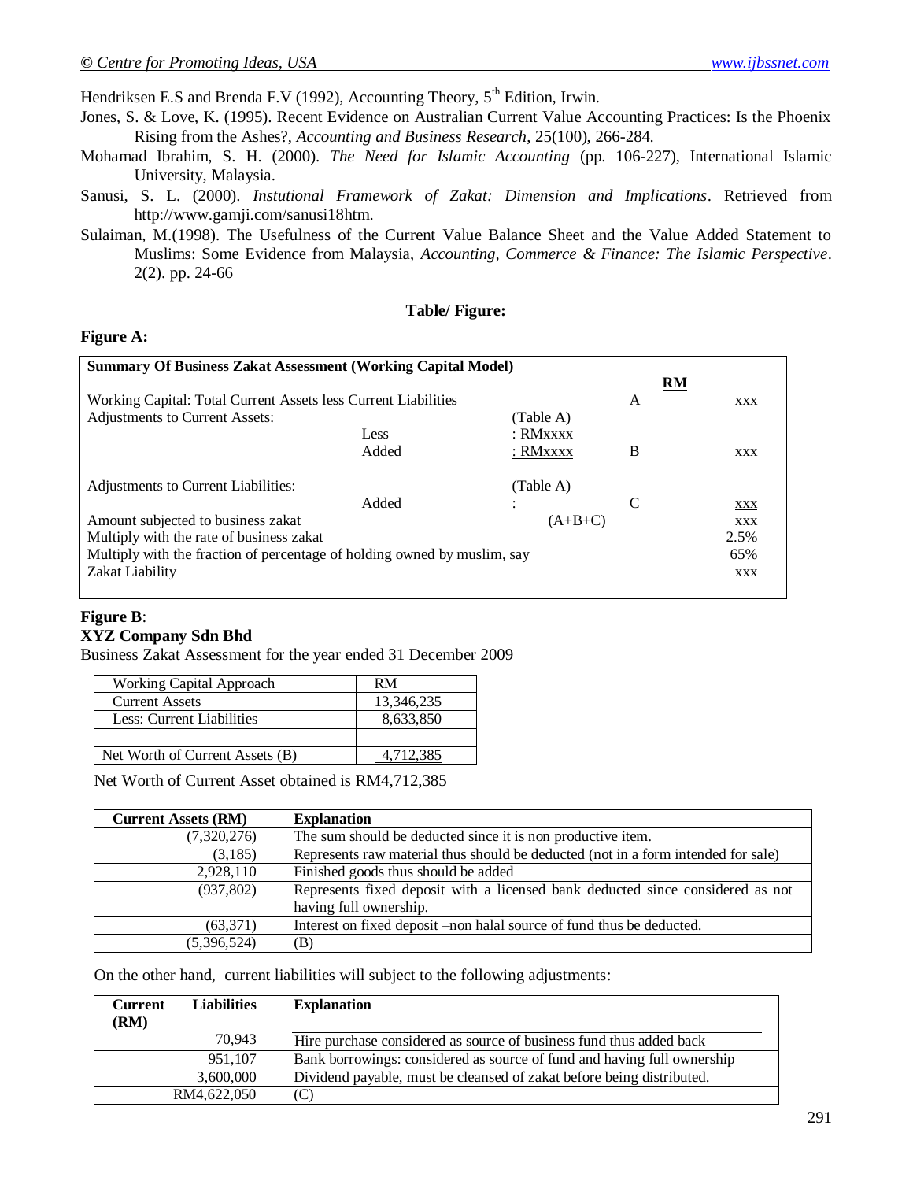Hendriksen E.S and Brenda F.V (1992), Accounting Theory, 5th Edition, Irwin.

Jones, S. & Love, K. (1995). Recent Evidence on Australian Current Value Accounting Practices: Is the Phoenix Rising from the Ashes?, *Accounting and Business Research*, 25(100), 266-284.

Mohamad Ibrahim, S. H. (2000). *The Need for Islamic Accounting* (pp. 106-227), International Islamic University, Malaysia.

Sanusi, S. L. (2000). *Instutional Framework of Zakat: Dimension and Implications*. Retrieved from http://www.gamji.com/sanusi18htm.

Sulaiman, M.(1998). The Usefulness of the Current Value Balance Sheet and the Value Added Statement to Muslims: Some Evidence from Malaysia, *Accounting, Commerce & Finance: The Islamic Perspective*. 2(2). pp. 24-66

**Table/ Figure:**

**Figure A:**

| Summary Of Business Zakat Assessment (Working Capital Model) | | | | RM |
|---|---|---|---|---|
| Working Capital: Total Current Assets less Current Liabilities | | | A | xxx |
| Adjustments to Current Assets: | | (Table A) | | |
| | Less | : RMxxxx | | |
| | Added | : RMxxxx | B | xxx |
| Adjustments to Current Liabilities: | | (Table A) | | |
| | Added | : | C | xxx |
| Amount subjected to business zakat | | (A+B+C) | | xxx |
| Multiply with the rate of business zakat | | | | 2.5% |
| Multiply with the fraction of percentage of holding owned by muslim, say | | | | 65% |
| Zakat Liability | | | | xxx |

**Figure B**:

**XYZ Company Sdn Bhd**

Business Zakat Assessment for the year ended 31 December 2009

| Working Capital Approach | RM |
|---|---|
| Current Assets | 13,346,235 |
| Less: Current Liabilities | 8,633,850 |
| | |
| Net Worth of Current Assets (B) | 4,712,385 |

Net Worth of Current Asset obtained is RM4,712,385

| Current Assets (RM) | Explanation |
|---|---|
| (7,320,276) | The sum should be deducted since it is non productive item. |
| (3,185) | Represents raw material thus should be deducted (not in a form intended for sale) |
| 2,928,110 | Finished goods thus should be added |
| (937,802) | Represents fixed deposit with a licensed bank deducted since considered as not having full ownership. |
| (63,371) | Interest on fixed deposit –non halal source of fund thus be deducted. |
| (5,396,524) | (B) |

On the other hand, current liabilities will subject to the following adjustments:

| Current Liabilities (RM) | Explanation |
|---|---|
| 70,943 | Hire purchase considered as source of business fund thus added back |
| 951,107 | Bank borrowings: considered as source of fund and having full ownership |
| 3,600,000 | Dividend payable, must be cleansed of zakat before being distributed. |
| RM4,622,050 | (C) |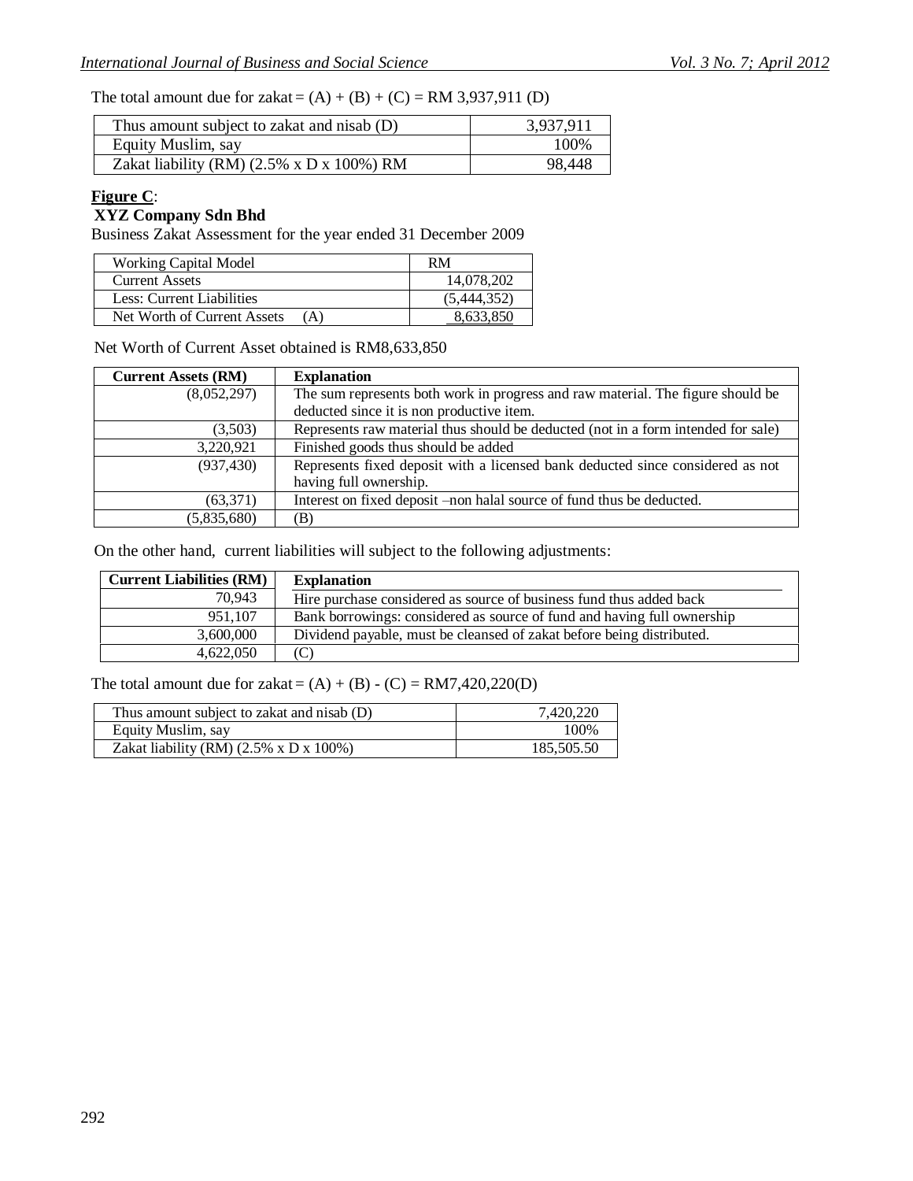The total amount due for zakat = (A) + (B) + (C) = RM 3,937,911 (D)

| Thus amount subject to zakat and nisab (D) | 3,937,911 |
|---|---|
| Equity Muslim, say | 100% |
| Zakat liability (RM) (2.5% x D x 100%) RM | 98,448 |

**Figure C**:

**XYZ Company Sdn Bhd**

Business Zakat Assessment for the year ended 31 December 2009

| Working Capital Model | RM |
|---|---|
| Current Assets | 14,078,202 |
| Less: Current Liabilities | (5,444,352) |
| Net Worth of Current Assets (A) | 8,633,850 |

Net Worth of Current Asset obtained is RM8,633,850

| Current Assets (RM) | Explanation |
|---|---|
| (8,052,297) | The sum represents both work in progress and raw material. The figure should be deducted since it is non productive item. |
| (3,503) | Represents raw material thus should be deducted (not in a form intended for sale) |
| 3,220,921 | Finished goods thus should be added |
| (937,430) | Represents fixed deposit with a licensed bank deducted since considered as not having full ownership. |
| (63,371) | Interest on fixed deposit –non halal source of fund thus be deducted. |
| (5,835,680) | (B) |

On the other hand, current liabilities will subject to the following adjustments:

| Current Liabilities (RM) | Explanation |
|---|---|
| 70,943 | Hire purchase considered as source of business fund thus added back |
| 951,107 | Bank borrowings: considered as source of fund and having full ownership |
| 3,600,000 | Dividend payable, must be cleansed of zakat before being distributed. |
| 4,622,050 | (C) |

The total amount due for zakat = (A) + (B) - (C) = RM7,420,220(D)

| Thus amount subject to zakat and nisab (D) | 7,420,220 |
|---|---|
| Equity Muslim, say | 100% |
| Zakat liability (RM) (2.5% x D x 100%) | 185,505.50 |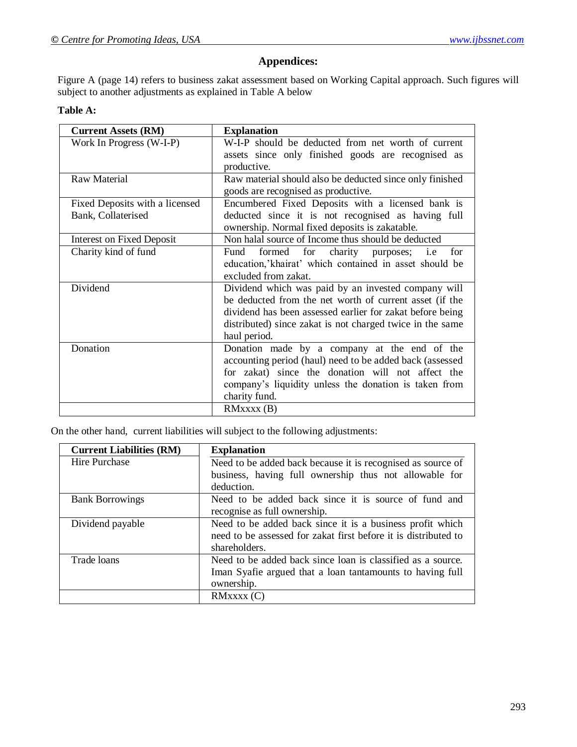## Appendices:

Figure A (page 14) refers to business zakat assessment based on Working Capital approach. Such figures will subject to another adjustments as explained in Table A below

**Table A:**

| **Current Assets (RM)** | **Explanation** |
|---|---|
| Work In Progress (W-I-P) | W-I-P should be deducted from net worth of current assets since only finished goods are recognised as productive. |
| Raw Material | Raw material should also be deducted since only finished goods are recognised as productive. |
| Fixed Deposits with a licensed Bank, Collaterised | Encumbered Fixed Deposits with a licensed bank is deducted since it is not recognised as having full ownership. Normal fixed deposits is zakatable. |
| Interest on Fixed Deposit | Non halal source of Income thus should be deducted |
| Charity kind of fund | Fund formed for charity purposes; i.e for education,'khairat' which contained in asset should be excluded from zakat. |
| Dividend | Dividend which was paid by an invested company will be deducted from the net worth of current asset (if the dividend has been assessed earlier for zakat before being distributed) since zakat is not charged twice in the same haul period. |
| Donation | Donation made by a company at the end of the accounting period (haul) need to be added back (assessed for zakat) since the donation will not affect the company's liquidity unless the donation is taken from charity fund. |
| | RMxxxx (B) |

On the other hand, current liabilities will subject to the following adjustments:

| **Current Liabilities (RM)** | **Explanation** |
|---|---|
| Hire Purchase | Need to be added back because it is recognised as source of business, having full ownership thus not allowable for deduction. |
| Bank Borrowings | Need to be added back since it is source of fund and recognise as full ownership. |
| Dividend payable | Need to be added back since it is a business profit which need to be assessed for zakat first before it is distributed to shareholders. |
| Trade loans | Need to be added back since loan is classified as a source. Iman Syafie argued that a loan tantamounts to having full ownership. |
| | RMxxxx (C) |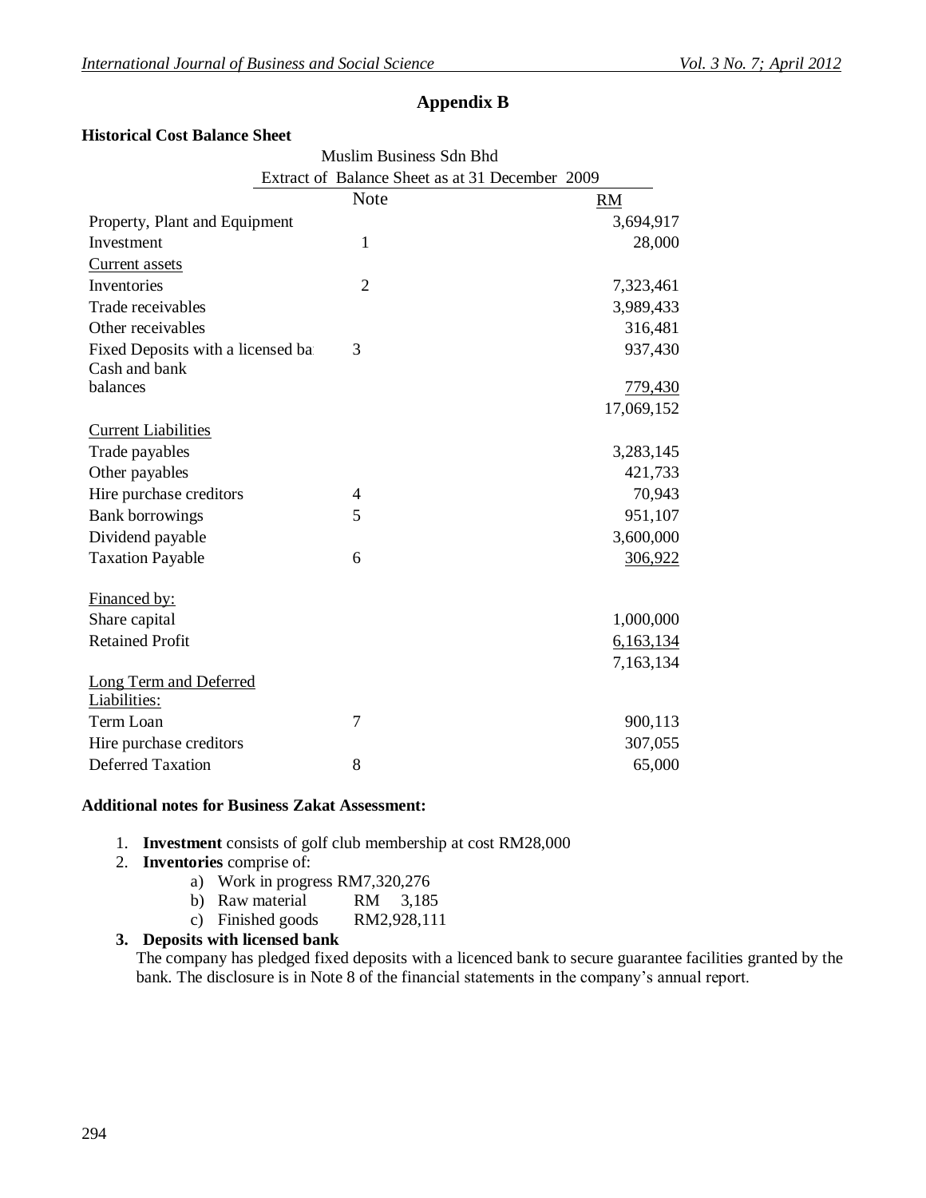## Appendix B

**Historical Cost Balance Sheet**

| Muslim Business Sdn Bhd | | |
|---|---|---|
| Extract of Balance Sheet as at 31 December 2009 | | |
| | Note | RM |
| Property, Plant and Equipment | | 3,694,917 |
| Investment | 1 | 28,000 |
| Current assets | | |
| Inventories | 2 | 7,323,461 |
| Trade receivables | | 3,989,433 |
| Other receivables | | 316,481 |
| Fixed Deposits with a licensed ba | 3 | 937,430 |
| Cash and bank balances | | 779,430 |
| | | 17,069,152 |
| Current Liabilities | | |
| Trade payables | | 3,283,145 |
| Other payables | | 421,733 |
| Hire purchase creditors | 4 | 70,943 |
| Bank borrowings | 5 | 951,107 |
| Dividend payable | | 3,600,000 |
| Taxation Payable | 6 | 306,922 |
| Financed by: | | |
| Share capital | | 1,000,000 |
| Retained Profit | | 6,163,134 |
| | | 7,163,134 |
| Long Term and Deferred Liabilities: | | |
| Term Loan | 7 | 900,113 |
| Hire purchase creditors | | 307,055 |
| Deferred Taxation | 8 | 65,000 |

**Additional notes for Business Zakat Assessment:**

1. **Investment** consists of golf club membership at cost RM28,000
2. **Inventories** comprise of:
   a) Work in progress RM7,320,276
   b) Raw material RM 3,185
   c) Finished goods RM2,928,111
3. **Deposits with licensed bank**
   The company has pledged fixed deposits with a licenced bank to secure guarantee facilities granted by the bank. The disclosure is in Note 8 of the financial statements in the company's annual report.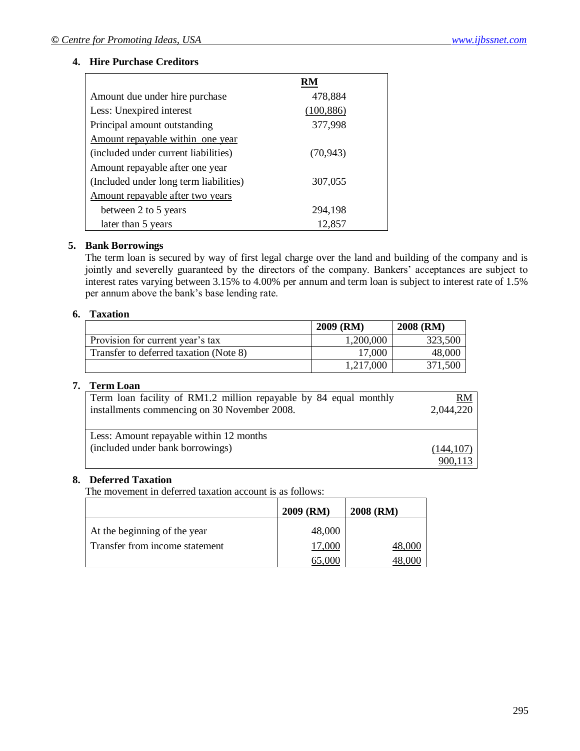### 4. Hire Purchase Creditors

| | RM |
|---|---|
| Amount due under hire purchase | 478,884 |
| Less: Unexpired interest | (100,886) |
| Principal amount outstanding | 377,998 |
| Amount repayable within one year | |
| (included under current liabilities) | (70,943) |
| Amount repayable after one year | |
| (Included under long term liabilities) | 307,055 |
| Amount repayable after two years | |
| between 2 to 5 years | 294,198 |
| later than 5 years | 12,857 |

### 5. Bank Borrowings

The term loan is secured by way of first legal charge over the land and building of the company and is jointly and severelly guaranteed by the directors of the company. Bankers' acceptances are subject to interest rates varying between 3.15% to 4.00% per annum and term loan is subject to interest rate of 1.5% per annum above the bank's base lending rate.

### 6. Taxation

| | 2009 (RM) | 2008 (RM) |
|---|---|---|
| Provision for current year's tax | 1,200,000 | 323,500 |
| Transfer to deferred taxation (Note 8) | 17,000 | 48,000 |
| | 1,217,000 | 371,500 |

### 7. Term Loan

| | RM |
|---|---|
| Term loan facility of RM1.2 million repayable by 84 equal monthly installments commencing on 30 November 2008. | 2,044,220 |
| Less: Amount repayable within 12 months (included under bank borrowings) | (144,107) |
| | 900,113 |

### 8. Deferred Taxation

The movement in deferred taxation account is as follows:

| | 2009 (RM) | 2008 (RM) |
|---|---|---|
| At the beginning of the year | 48,000 | |
| Transfer from income statement | 17,000 | 48,000 |
| | 65,000 | 48,000 |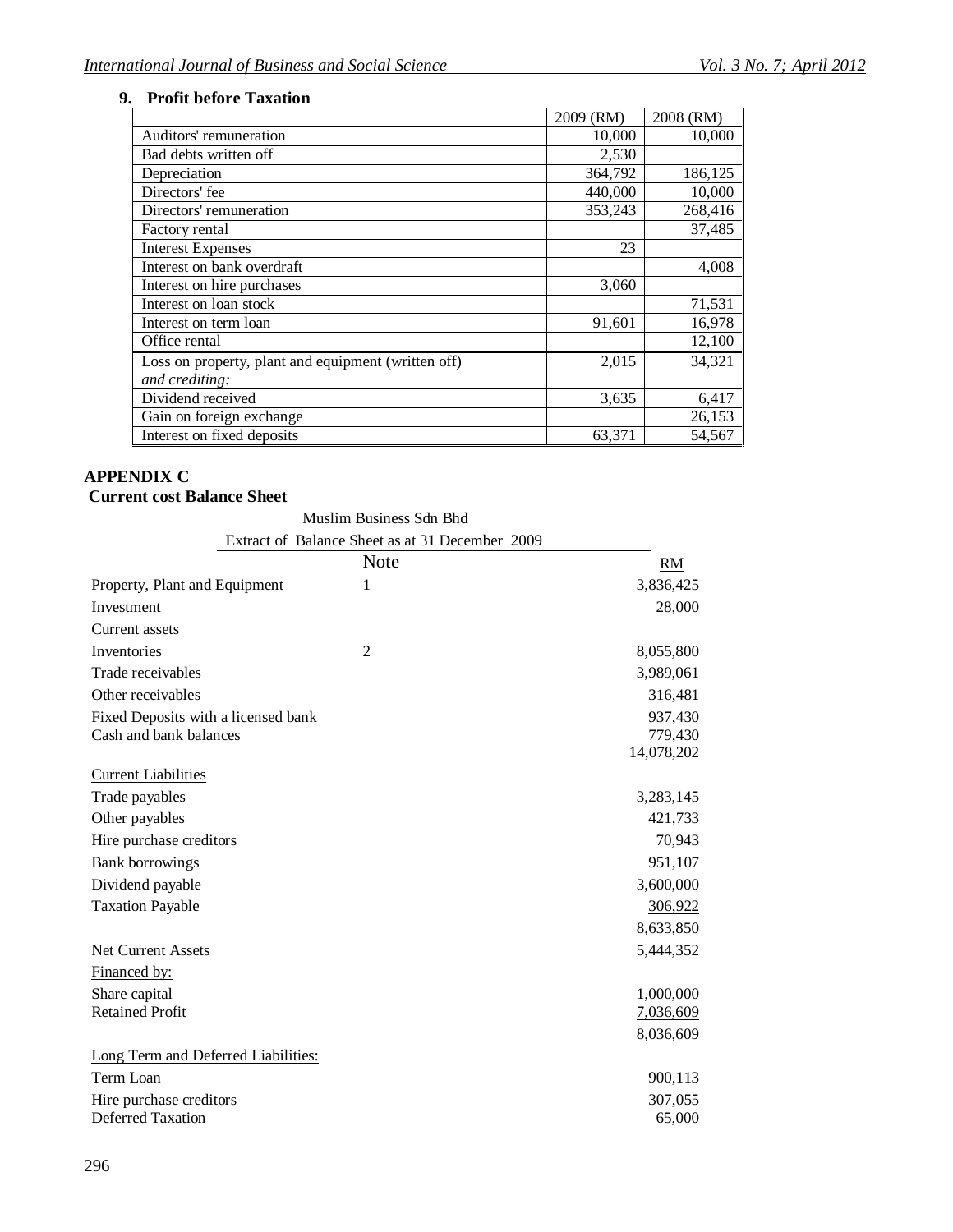### 9. Profit before Taxation

| | 2009 (RM) | 2008 (RM) |
|---|---|---|
| Auditors' remuneration | 10,000 | 10,000 |
| Bad debts written off | 2,530 | |
| Depreciation | 364,792 | 186,125 |
| Directors' fee | 440,000 | 10,000 |
| Directors' remuneration | 353,243 | 268,416 |
| Factory rental | | 37,485 |
| Interest Expenses | 23 | |
| Interest on bank overdraft | | 4,008 |
| Interest on hire purchases | 3,060 | |
| Interest on loan stock | | 71,531 |
| Interest on term loan | 91,601 | 16,978 |
| Office rental | | 12,100 |
| Loss on property, plant and equipment (written off) *and crediting:* | 2,015 | 34,321 |
| Dividend received | 3,635 | 6,417 |
| Gain on foreign exchange | | 26,153 |
| Interest on fixed deposits | 63,371 | 54,567 |

## APPENDIX C

### Current cost Balance Sheet

Muslim Business Sdn Bhd

Extract of Balance Sheet as at 31 December 2009

| | Note | RM |
|---|---|---|
| Property, Plant and Equipment | 1 | 3,836,425 |
| Investment | | 28,000 |
| Current assets | | |
| Inventories | 2 | 8,055,800 |
| Trade receivables | | 3,989,061 |
| Other receivables | | 316,481 |
| Fixed Deposits with a licensed bank | | 937,430 |
| Cash and bank balances | | 779,430 |
| | | 14,078,202 |
| Current Liabilities | | |
| Trade payables | | 3,283,145 |
| Other payables | | 421,733 |
| Hire purchase creditors | | 70,943 |
| Bank borrowings | | 951,107 |
| Dividend payable | | 3,600,000 |
| Taxation Payable | | 306,922 |
| | | 8,633,850 |
| Net Current Assets | | 5,444,352 |
| Financed by: | | |
| Share capital | | 1,000,000 |
| Retained Profit | | 7,036,609 |
| | | 8,036,609 |
| Long Term and Deferred Liabilities: | | |
| Term Loan | | 900,113 |
| Hire purchase creditors | | 307,055 |
| Deferred Taxation | | 65,000 |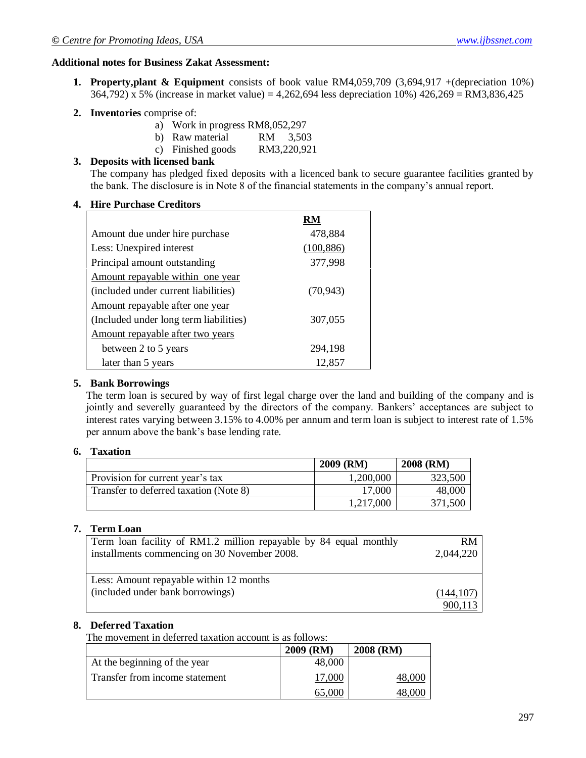**Additional notes for Business Zakat Assessment:**

1. **Property,plant & Equipment** consists of book value RM4,059,709 (3,694,917 +(depreciation 10%) 364,792) x 5% (increase in market value) = 4,262,694 less depreciation 10%) 426,269 = RM3,836,425

2. **Inventories** comprise of:
   a) Work in progress RM8,052,297
   b) Raw material RM 3,503
   c) Finished goods RM3,220,921

3. **Deposits with licensed bank**
   The company has pledged fixed deposits with a licenced bank to secure guarantee facilities granted by the bank. The disclosure is in Note 8 of the financial statements in the company's annual report.

4. **Hire Purchase Creditors**

| | RM |
|---|---|
| Amount due under hire purchase | 478,884 |
| Less: Unexpired interest | (100,886) |
| Principal amount outstanding | 377,998 |
| Amount repayable within one year | |
| (included under current liabilities) | (70,943) |
| Amount repayable after one year | |
| (Included under long term liabilities) | 307,055 |
| Amount repayable after two years | |
| between 2 to 5 years | 294,198 |
| later than 5 years | 12,857 |

5. **Bank Borrowings**
   The term loan is secured by way of first legal charge over the land and building of the company and is jointly and severelly guaranteed by the directors of the company. Bankers' acceptances are subject to interest rates varying between 3.15% to 4.00% per annum and term loan is subject to interest rate of 1.5% per annum above the bank's base lending rate.

6. **Taxation**

| | 2009 (RM) | 2008 (RM) |
|---|---|---|
| Provision for current year's tax | 1,200,000 | 323,500 |
| Transfer to deferred taxation (Note 8) | 17,000 | 48,000 |
| | 1,217,000 | 371,500 |

7. **Term Loan**

| | RM |
|---|---|
| Term loan facility of RM1.2 million repayable by 84 equal monthly installments commencing on 30 November 2008. | 2,044,220 |
| Less: Amount repayable within 12 months (included under bank borrowings) | (144,107) |
| | 900,113 |

8. **Deferred Taxation**
   The movement in deferred taxation account is as follows:

| | 2009 (RM) | 2008 (RM) |
|---|---|---|
| At the beginning of the year | 48,000 | |
| Transfer from income statement | 17,000 | 48,000 |
| | 65,000 | 48,000 |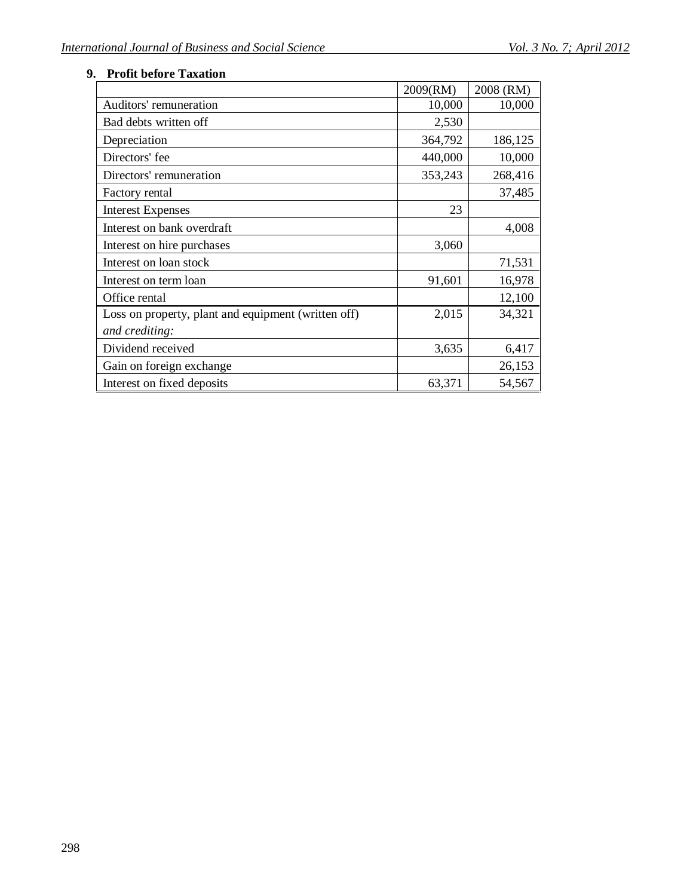### 9. Profit before Taxation

| | 2009(RM) | 2008 (RM) |
|---|---|---|
| Auditors' remuneration | 10,000 | 10,000 |
| Bad debts written off | 2,530 | |
| Depreciation | 364,792 | 186,125 |
| Directors' fee | 440,000 | 10,000 |
| Directors' remuneration | 353,243 | 268,416 |
| Factory rental | | 37,485 |
| Interest Expenses | 23 | |
| Interest on bank overdraft | | 4,008 |
| Interest on hire purchases | 3,060 | |
| Interest on loan stock | | 71,531 |
| Interest on term loan | 91,601 | 16,978 |
| Office rental | | 12,100 |
| Loss on property, plant and equipment (written off) | 2,015 | 34,321 |
| *and crediting:* | | |
| Dividend received | 3,635 | 6,417 |
| Gain on foreign exchange | | 26,153 |
| Interest on fixed deposits | 63,371 | 54,567 |